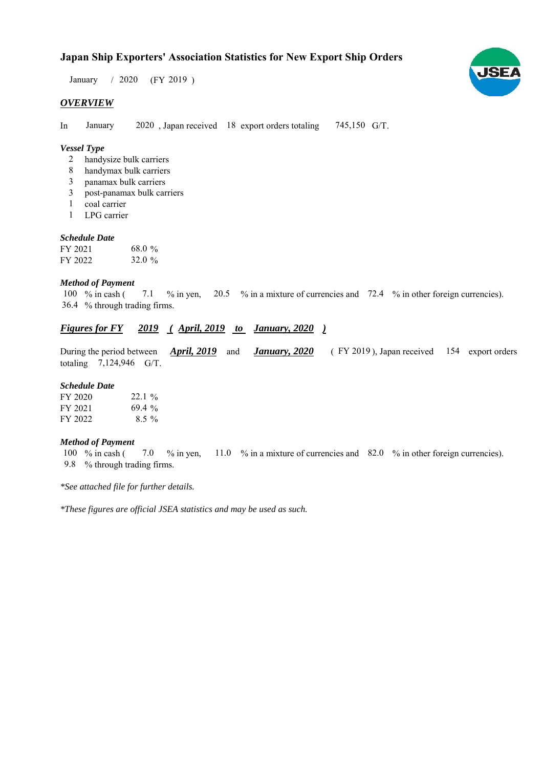# Japan Ship Exporters' Association Statistics for New Export Ship Orders

January / 2020 (FY 2019 )

## *OVERVIEW*

In January 2020 , Japan received 18 export orders totaling 745,150 G/T.

### *Vessel Type*

2 handysize bulk carriers
8 handymax bulk carriers
3 panamax bulk carriers
3 post-panamax bulk carriers
1 coal carrier
1 LPG carrier

### *Schedule Date*

| | |
|---|---|
| FY 2021 | 68.0 % |
| FY 2022 | 32.0 % |

### *Method of Payment*

100 % in cash ( 7.1 % in yen, 20.5 % in a mixture of currencies and 72.4 % in other foreign currencies).
36.4 % through trading firms.

## ***Figures for FY 2019 ( April, 2019 to January, 2020 )***

During the period between ***April, 2019*** and ***January, 2020*** ( FY 2019 ), Japan received 154 export orders totaling 7,124,946 G/T.

### *Schedule Date*

| | |
|---|---|
| FY 2020 | 22.1 % |
| FY 2021 | 69.4 % |
| FY 2022 | 8.5 % |

### *Method of Payment*

100 % in cash ( 7.0 % in yen, 11.0 % in a mixture of currencies and 82.0 % in other foreign currencies).
9.8 % through trading firms.

*\*See attached file for further details.*

*\*These figures are official JSEA statistics and may be used as such.*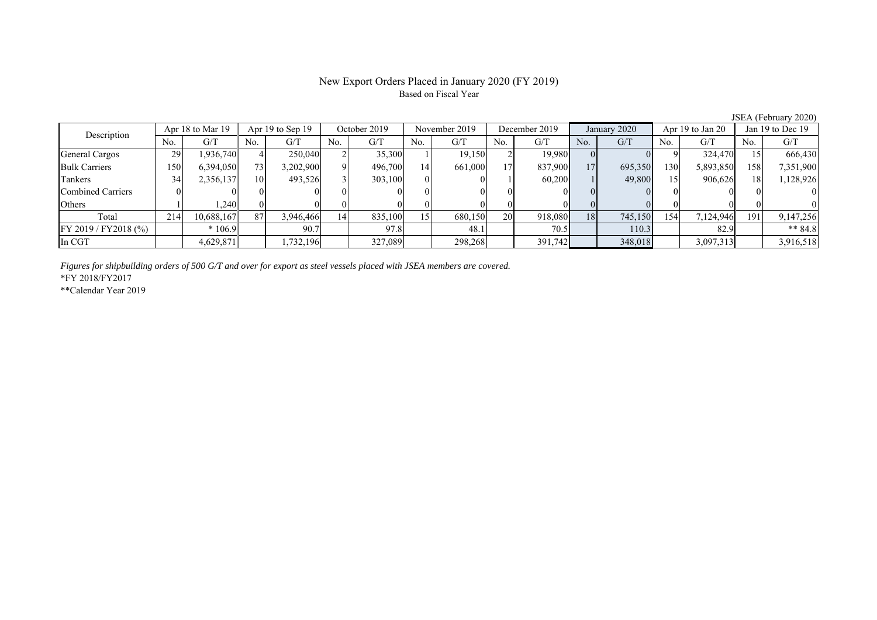# New Export Orders Placed in January 2020 (FY 2019)

Based on Fiscal Year

JSEA (February 2020)

| Description | Apr 18 to Mar 19 | | Apr 19 to Sep 19 | | October 2019 | | November 2019 | | December 2019 | | January 2020 | | Apr 19 to Jan 20 | | Jan 19 to Dec 19 | |
|---|---|---|---|---|---|---|---|---|---|---|---|---|---|---|---|---|
| | No. | G/T | No. | G/T | No. | G/T | No. | G/T | No. | G/T | No. | G/T | No. | G/T | No. | G/T |
| General Cargos | 29 | 1,936,740 | 4 | 250,040 | 2 | 35,300 | 1 | 19,150 | 2 | 19,980 | 0 | 0 | 9 | 324,470 | 15 | 666,430 |
| Bulk Carriers | 150 | 6,394,050 | 73 | 3,202,900 | 9 | 496,700 | 14 | 661,000 | 17 | 837,900 | 17 | 695,350 | 130 | 5,893,850 | 158 | 7,351,900 |
| Tankers | 34 | 2,356,137 | 10 | 493,526 | 3 | 303,100 | 0 | 0 | 1 | 60,200 | 1 | 49,800 | 15 | 906,626 | 18 | 1,128,926 |
| Combined Carriers | 0 | 0 | 0 | 0 | 0 | 0 | 0 | 0 | 0 | 0 | 0 | 0 | 0 | 0 | 0 | 0 |
| Others | 1 | 1,240 | 0 | 0 | 0 | 0 | 0 | 0 | 0 | 0 | 0 | 0 | 0 | 0 | 0 | 0 |
| Total | 214 | 10,688,167 | 87 | 3,946,466 | 14 | 835,100 | 15 | 680,150 | 20 | 918,080 | 18 | 745,150 | 154 | 7,124,946 | 191 | 9,147,256 |
| FY 2019 / FY2018 (%) | | * 106.9 | | 90.7 | | 97.8 | | 48.1 | | 70.5 | | 110.3 | | 82.9 | | ** 84.8 |
| In CGT | | 4,629,871 | | 1,732,196 | | 327,089 | | 298,268 | | 391,742 | | 348,018 | | 3,097,313 | | 3,916,518 |

*Figures for shipbuilding orders of 500 G/T and over for export as steel vessels placed with JSEA members are covered.*

*FY 2018/FY2017

**Calendar Year 2019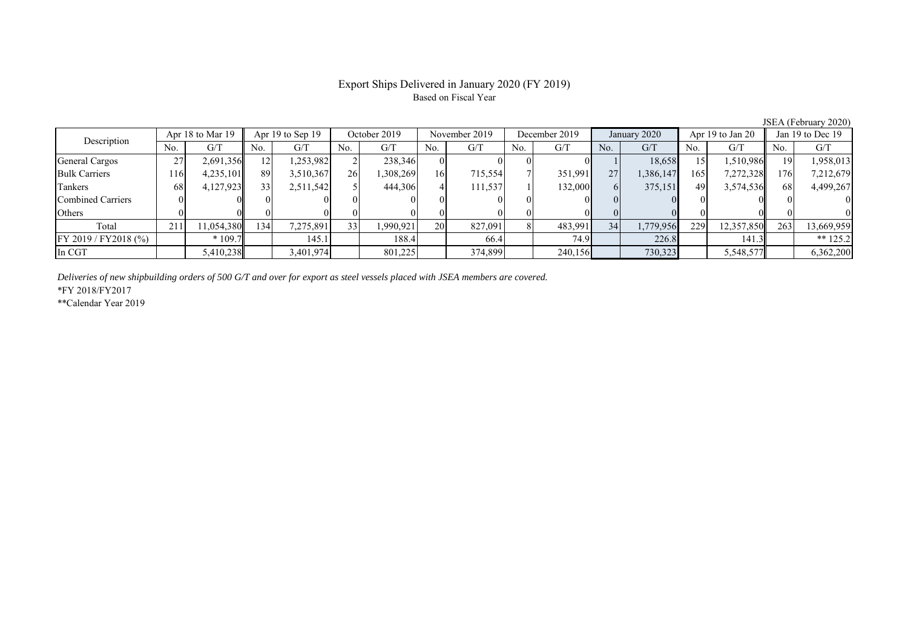# Export Ships Delivered in January 2020 (FY 2019)

Based on Fiscal Year

JSEA (February 2020)

| Description | Apr 18 to Mar 19 | | Apr 19 to Sep 19 | | October 2019 | | November 2019 | | December 2019 | | January 2020 | | Apr 19 to Jan 20 | | Jan 19 to Dec 19 | |
|---|---|---|---|---|---|---|---|---|---|---|---|---|---|---|---|---|
| | No. | G/T | No. | G/T | No. | G/T | No. | G/T | No. | G/T | No. | G/T | No. | G/T | No. | G/T |
| General Cargos | 27 | 2,691,356 | 12 | 1,253,982 | 2 | 238,346 | 0 | 0 | 0 | 0 | 1 | 18,658 | 15 | 1,510,986 | 19 | 1,958,013 |
| Bulk Carriers | 116 | 4,235,101 | 89 | 3,510,367 | 26 | 1,308,269 | 16 | 715,554 | 7 | 351,991 | 27 | 1,386,147 | 165 | 7,272,328 | 176 | 7,212,679 |
| Tankers | 68 | 4,127,923 | 33 | 2,511,542 | 5 | 444,306 | 4 | 111,537 | 1 | 132,000 | 6 | 375,151 | 49 | 3,574,536 | 68 | 4,499,267 |
| Combined Carriers | 0 | 0 | 0 | 0 | 0 | 0 | 0 | 0 | 0 | 0 | 0 | 0 | 0 | 0 | 0 | 0 |
| Others | 0 | 0 | 0 | 0 | 0 | 0 | 0 | 0 | 0 | 0 | 0 | 0 | 0 | 0 | 0 | 0 |
| Total | 211 | 11,054,380 | 134 | 7,275,891 | 33 | 1,990,921 | 20 | 827,091 | 8 | 483,991 | 34 | 1,779,956 | 229 | 12,357,850 | 263 | 13,669,959 |
| FY 2019 / FY2018 (%) | | * 109.7 | | 145.1 | | 188.4 | | 66.4 | | 74.9 | | 226.8 | | 141.3 | | ** 125.2 |
| In CGT | | 5,410,238 | | 3,401,974 | | 801,225 | | 374,899 | | 240,156 | | 730,323 | | 5,548,577 | | 6,362,200 |

*Deliveries of new shipbuilding orders of 500 G/T and over for export as steel vessels placed with JSEA members are covered.*

*FY 2018/FY2017

**Calendar Year 2019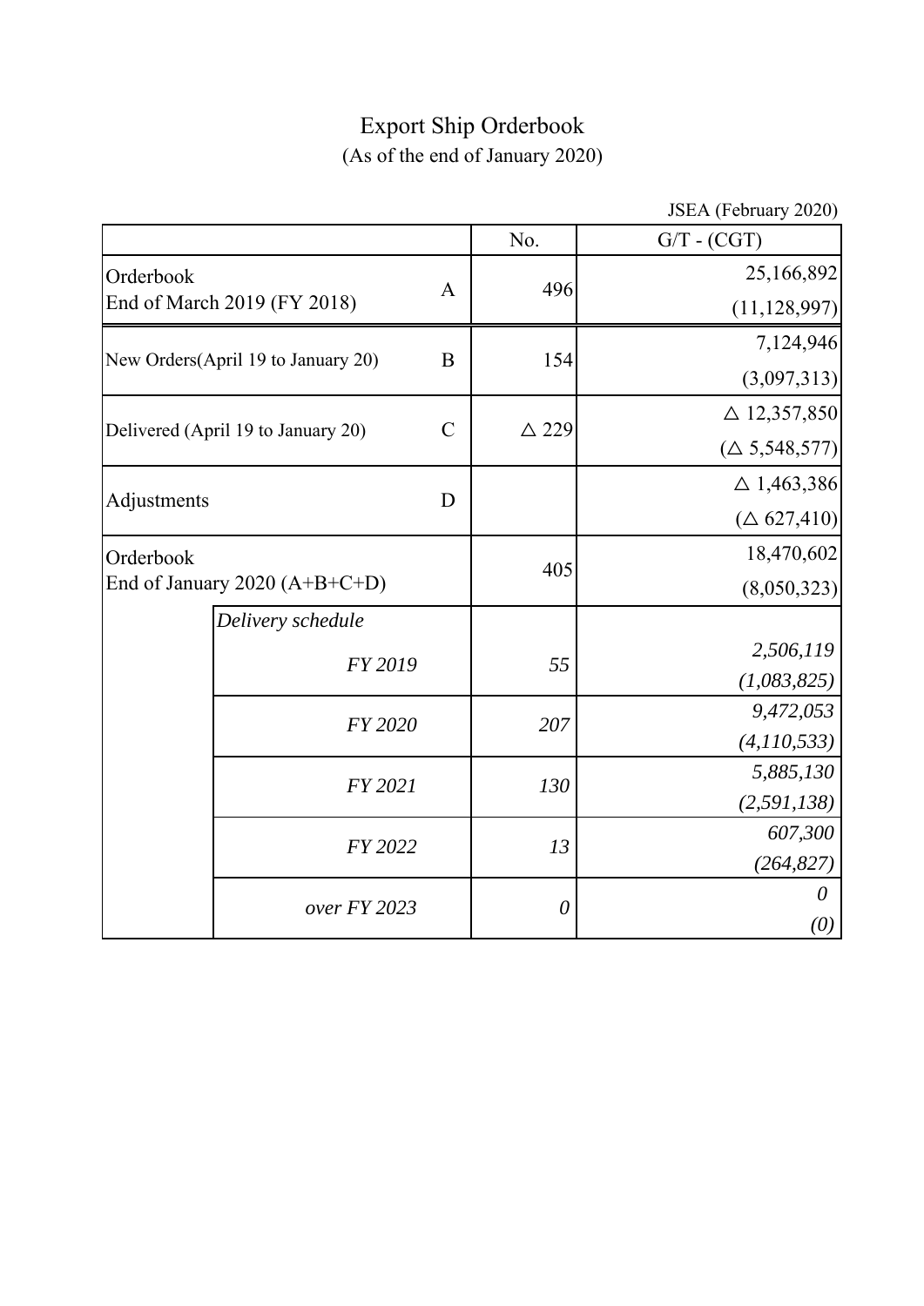# Export Ship Orderbook

(As of the end of January 2020)

JSEA (February 2020)

| | | | No. | G/T - (CGT) |
|---|---|---|---|---|
| Orderbook<br>End of March 2019 (FY 2018) | | A | 496 | 25,166,892<br>(11,128,997) |
| New Orders(April 19 to January 20) | | B | 154 | 7,124,946<br>(3,097,313) |
| Delivered (April 19 to January 20) | | C | △ 229 | △ 12,357,850<br>(△ 5,548,577) |
| Adjustments | | D | | △ 1,463,386<br>(△ 627,410) |
| Orderbook<br>End of January 2020 (A+B+C+D) | | | 405 | 18,470,602<br>(8,050,323) |
| | *Delivery schedule*<br>*FY 2019* | | *55* | *2,506,119*<br>*(1,083,825)* |
| | *FY 2020* | | *207* | *9,472,053*<br>*(4,110,533)* |
| | *FY 2021* | | *130* | *5,885,130*<br>*(2,591,138)* |
| | *FY 2022* | | *13* | *607,300*<br>*(264,827)* |
| | *over FY 2023* | | *0* | *0*<br>*(0)* |